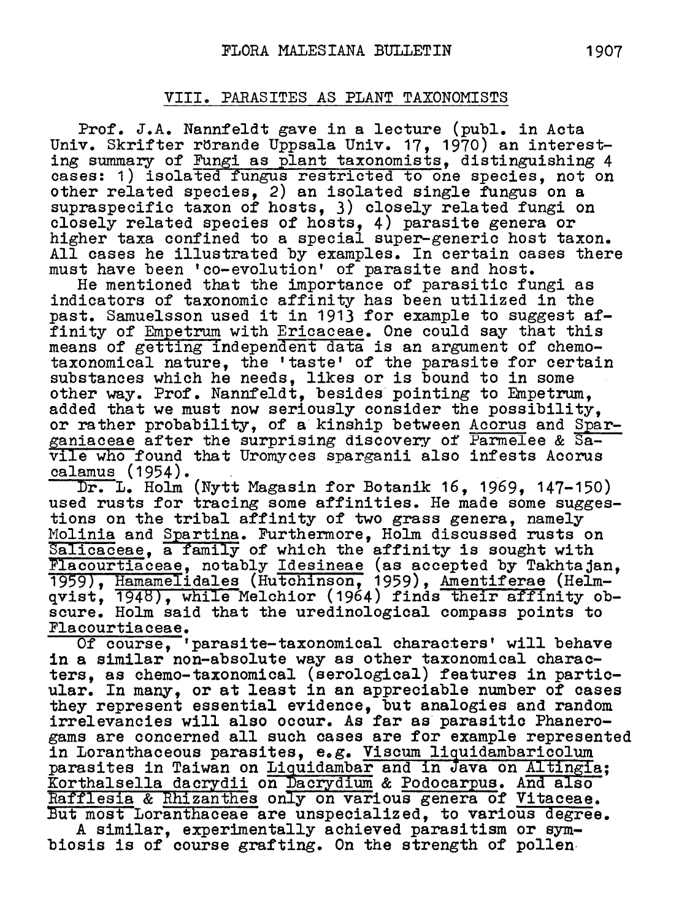## VIII. PARASITES AS PLANT TAXONOMISTS

Prof. J.A. Nannfeldt gave in a lecture (publ. in Acta Univ. Skrifter rörande Uppsala Univ. 17, 1970) an interesting summary of Fungi as plant taxonomists, distinguishing 4 cases: 1) isolated fungus restricted to one species, not on other related species, 2) an isolated single fungus on a supraspecific taxon of hosts, 3) closely related fungi on closely related species of hosts, 4) parasite genera or higher taxa confined to a special super-generic host taxon. All cases he illustrated by examples. In certain cases there must have been 'co-evolution' of parasite and host.

He mentioned that the importance of parasitic fungi as indicators of taxonomic affinity has been utilized in the past. Samuelsson used it in 1913 for example to suggest affinity of Empetrum with Ericaceae. One could say that this means of getting independent data is an argument of chemo-taxonomical nature, the 'taste' of the parasite for certain substances which he needs, likes or is bound to in some other way. Prof. Nannfeldt, besides pointing to Empetrum, added that we must now seriously consider the possibility, or rather probability, of a kinship between Acorus and Sparganiaceae after the surprising discovery of Parmelee & Savile who found that Uromyces sparganii also infests Acorus calamus (1954).

Dr. L. Holm (Nytt Magasin for Botanik 16, 1969, 147-150) used rusts for tracing some affinities. He made some suggestions on the tribal affinity of two grass genera, namely Molinia and Spartina. Furthermore, Holm discussed rusts on Salicaceae, a family of which the affinity is sought with Flacourtiaceae, notably Idesineae (as accepted by Takhtajan, 1959), Hamamelidales (Hutchinson, 1959), Amentiferae (Helmqvist, 1948), while Melchior (1964) finds their affinity obscure. Holm said that the uredinological compass points to Flacourtiaceae.

Of course, 'parasite-taxonomical characters' will behave in a similar non-absolute way as other taxonomical characters, as chemo-taxonomical (serological) features in particular. In many, or at least in an appreciable number of cases they represent essential evidence, but analogies and random irrelevancies will also occur. As far as parasitic Phanerogams are concerned all such cases are for example represented in Loranthaceous parasites, e.g. Viscum liquidambaricolum parasites in Taiwan on Liquidambar and in Java on Altingia; Korthalsella dacrydii on Dacrydium & Podocarpus. And also Rafflesia & Rhizanthes only on various genera of Vitaceae. But most Loranthaceae are unspecialized, to various degree.

A similar, experimentally achieved parasitism or symbiosis is of course grafting. On the strength of pollen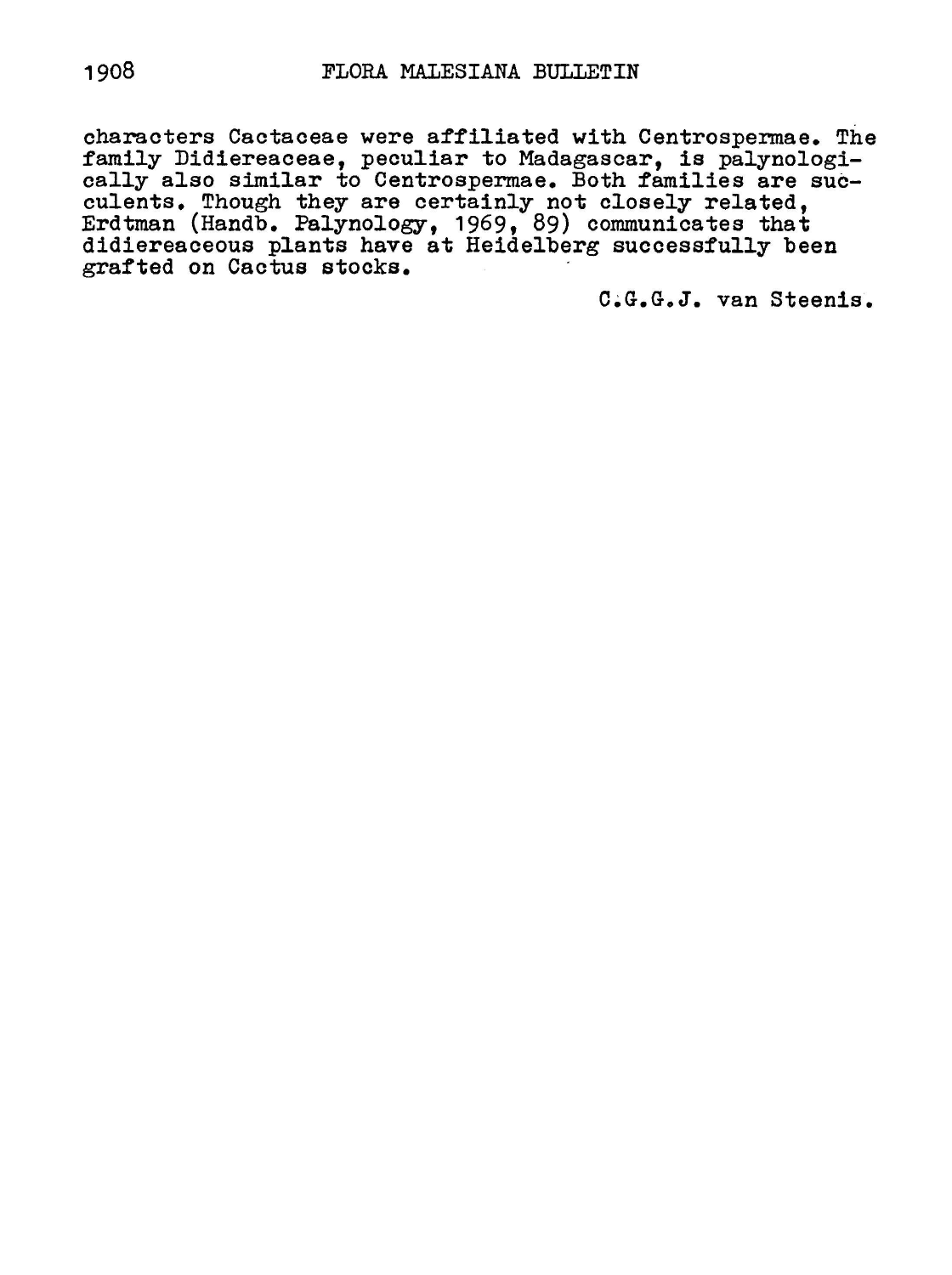characters Cactaceae were affiliated with Centrospermae. The family Didiereaceae, peculiar to Madagascar, is palynologically also similar to Centrospermae. Both families are succulents. Though they are certainly not closely related, Erdtman (Handb. Palynology, 1969, 89) communicates that didiereaceous plants have at Heidelberg successfully been grafted on Cactus stocks.

C.G.G.J. van Steenis.